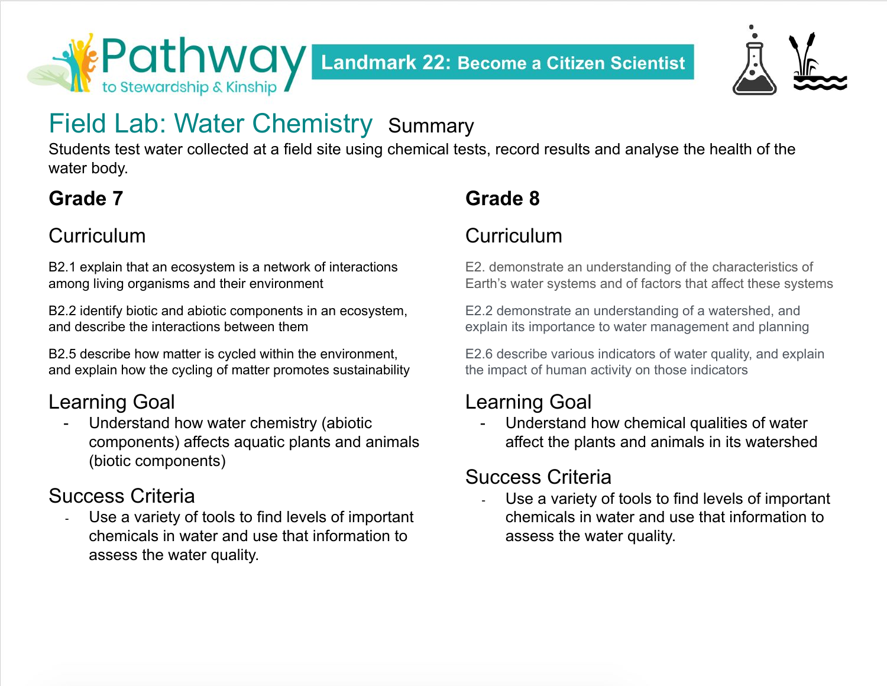Pathway to Stewardship & Kinship

**Landmark 22: Become a Citizen Scientist**

# Field Lab: Water Chemistry

## Summary

Students test water collected at a field site using chemical tests, record results and analyse the health of the water body.

## Grade 7

### Curriculum

B2.1 explain that an ecosystem is a network of interactions among living organisms and their environment

B2.2 identify biotic and abiotic components in an ecosystem, and describe the interactions between them

B2.5 describe how matter is cycled within the environment, and explain how the cycling of matter promotes sustainability

### Learning Goal

- Understand how water chemistry (abiotic components) affects aquatic plants and animals (biotic components)

### Success Criteria

- Use a variety of tools to find levels of important chemicals in water and use that information to assess the water quality.

## Grade 8

### Curriculum

E2. demonstrate an understanding of the characteristics of Earth's water systems and of factors that affect these systems

E2.2 demonstrate an understanding of a watershed, and explain its importance to water management and planning

E2.6 describe various indicators of water quality, and explain the impact of human activity on those indicators

### Learning Goal

- Understand how chemical qualities of water affect the plants and animals in its watershed

### Success Criteria

- Use a variety of tools to find levels of important chemicals in water and use that information to assess the water quality.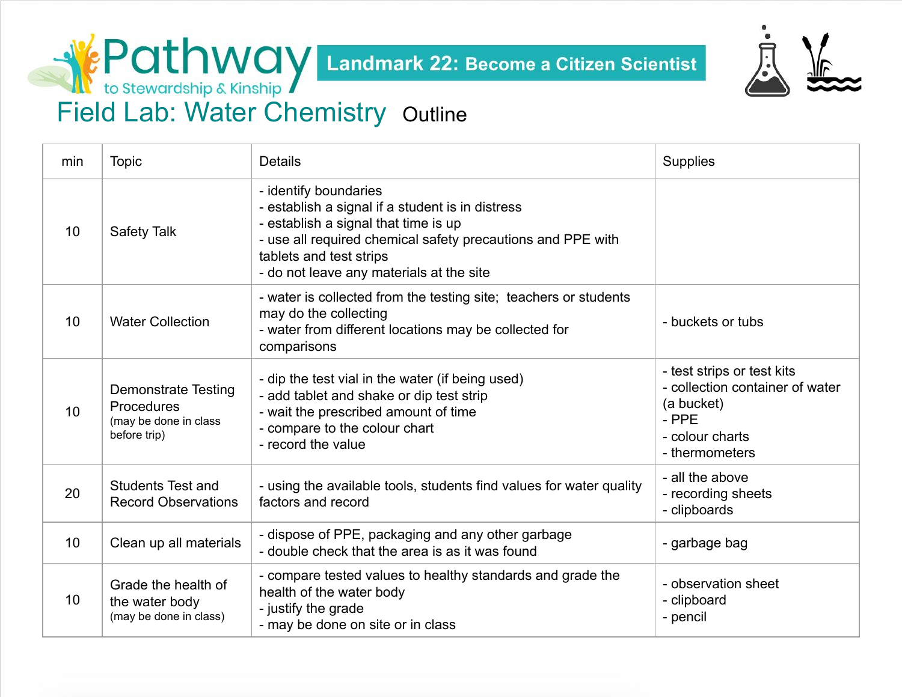Pathway to Stewardship & Kinship

Landmark 22: Become a Citizen Scientist

# Field Lab: Water Chemistry Outline

| min | Topic | Details | Supplies |
|---|---|---|---|
| 10 | Safety Talk | - identify boundaries<br>- establish a signal if a student is in distress<br>- establish a signal that time is up<br>- use all required chemical safety precautions and PPE with tablets and test strips<br>- do not leave any materials at the site | |
| 10 | Water Collection | - water is collected from the testing site; teachers or students may do the collecting<br>- water from different locations may be collected for comparisons | - buckets or tubs |
| 10 | Demonstrate Testing Procedures (may be done in class before trip) | - dip the test vial in the water (if being used)<br>- add tablet and shake or dip test strip<br>- wait the prescribed amount of time<br>- compare to the colour chart<br>- record the value | - test strips or test kits<br>- collection container of water (a bucket)<br>- PPE<br>- colour charts<br>- thermometers |
| 20 | Students Test and Record Observations | - using the available tools, students find values for water quality factors and record | - all the above<br>- recording sheets<br>- clipboards |
| 10 | Clean up all materials | - dispose of PPE, packaging and any other garbage<br>- double check that the area is as it was found | - garbage bag |
| 10 | Grade the health of the water body (may be done in class) | - compare tested values to healthy standards and grade the health of the water body<br>- justify the grade<br>- may be done on site or in class | - observation sheet<br>- clipboard<br>- pencil |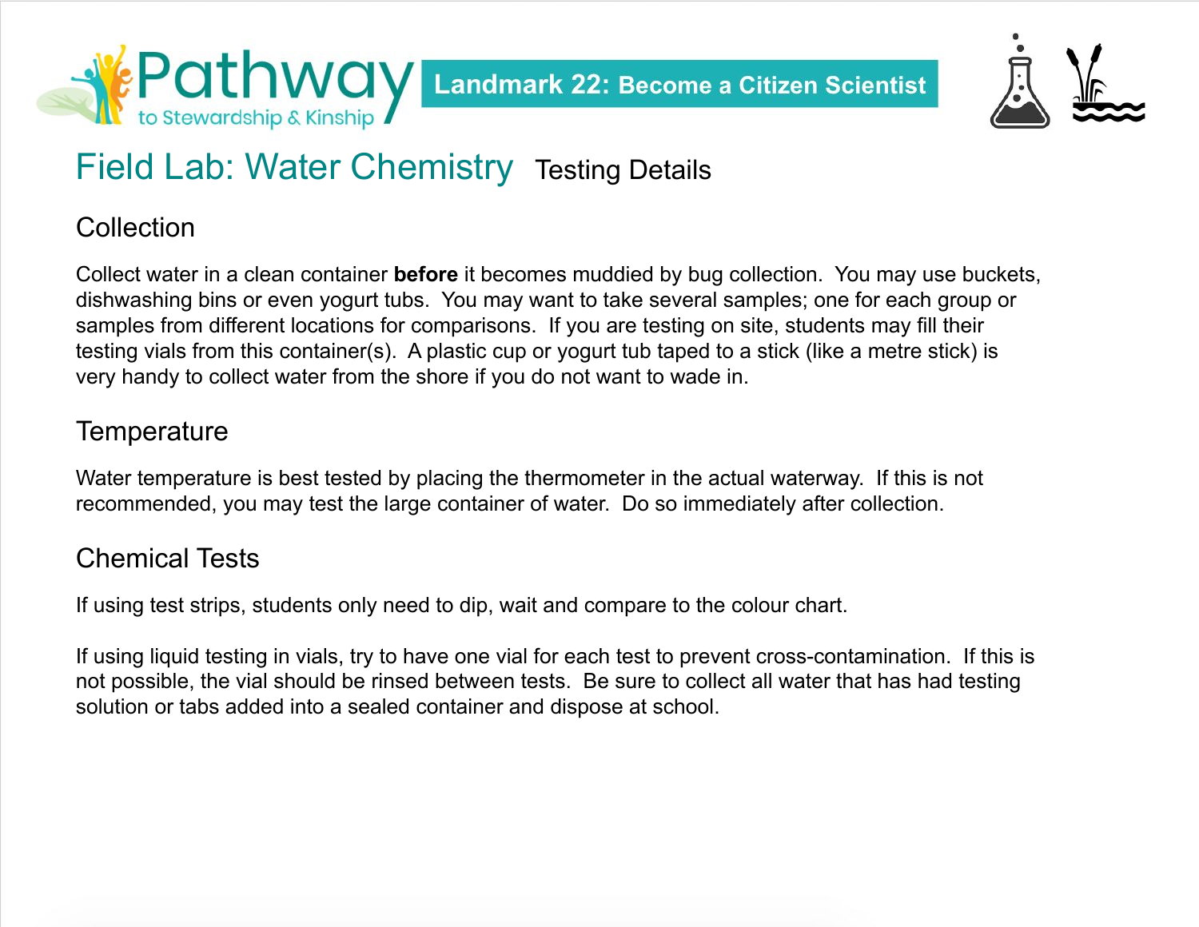# Field Lab: Water Chemistry Testing Details

## Collection

Collect water in a clean container **before** it becomes muddied by bug collection. You may use buckets, dishwashing bins or even yogurt tubs. You may want to take several samples; one for each group or samples from different locations for comparisons. If you are testing on site, students may fill their testing vials from this container(s). A plastic cup or yogurt tub taped to a stick (like a metre stick) is very handy to collect water from the shore if you do not want to wade in.

## Temperature

Water temperature is best tested by placing the thermometer in the actual waterway. If this is not recommended, you may test the large container of water. Do so immediately after collection.

## Chemical Tests

If using test strips, students only need to dip, wait and compare to the colour chart.

If using liquid testing in vials, try to have one vial for each test to prevent cross-contamination. If this is not possible, the vial should be rinsed between tests. Be sure to collect all water that has had testing solution or tabs added into a sealed container and dispose at school.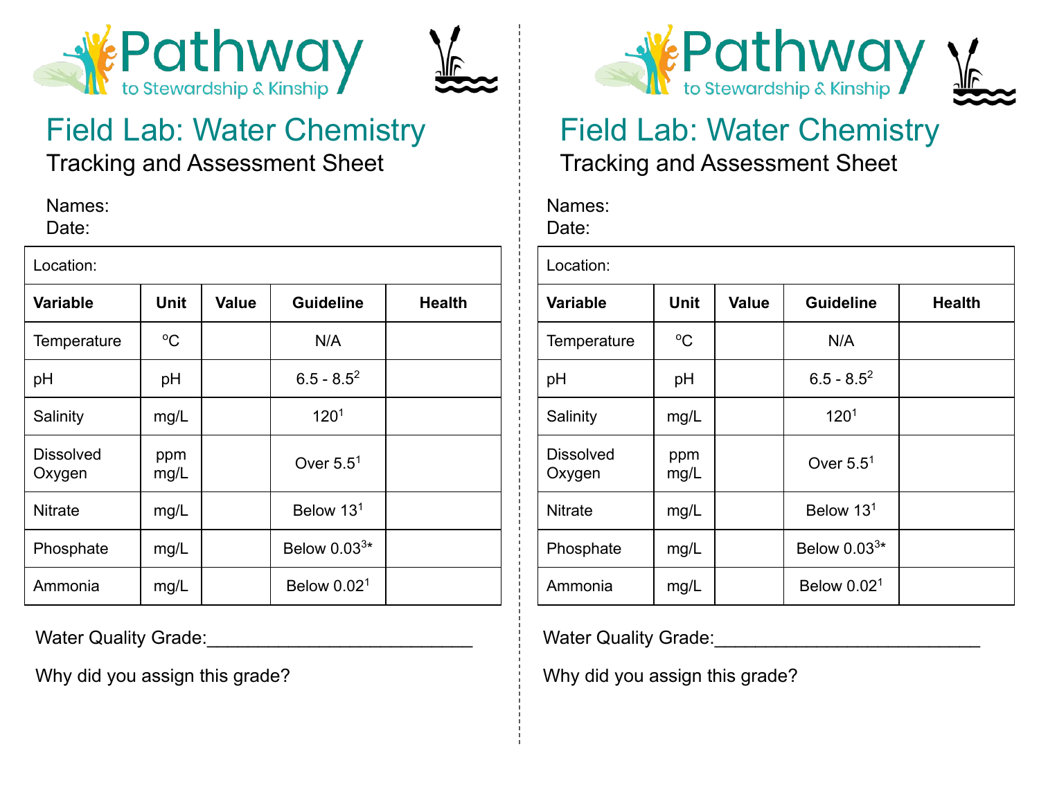Pathway to Stewardship & Kinship

# Field Lab: Water Chemistry

## Tracking and Assessment Sheet

Names:
Date:

| Location: | | | | |
|---|---|---|---|---|
| **Variable** | **Unit** | **Value** | **Guideline** | **Health** |
| Temperature | ºC | | N/A | |
| pH | pH | | 6.5 - 8.5[2] | |
| Salinity | mg/L | | 120[1] | |
| Dissolved Oxygen | ppm mg/L | | Over 5.5[1] | |
| Nitrate | mg/L | | Below 13[1] | |
| Phosphate | mg/L | | Below 0.03[3]* | |
| Ammonia | mg/L | | Below 0.02[1] | |

Water Quality Grade:___________________________

Why did you assign this grade?

Pathway to Stewardship & Kinship

# Field Lab: Water Chemistry

## Tracking and Assessment Sheet

Names:
Date:

| Location: | | | | |
|---|---|---|---|---|
| **Variable** | **Unit** | **Value** | **Guideline** | **Health** |
| Temperature | ºC | | N/A | |
| pH | pH | | 6.5 - 8.5[2] | |
| Salinity | mg/L | | 120[1] | |
| Dissolved Oxygen | ppm mg/L | | Over 5.5[1] | |
| Nitrate | mg/L | | Below 13[1] | |
| Phosphate | mg/L | | Below 0.03[3]* | |
| Ammonia | mg/L | | Below 0.02[1] | |

Water Quality Grade:___________________________

Why did you assign this grade?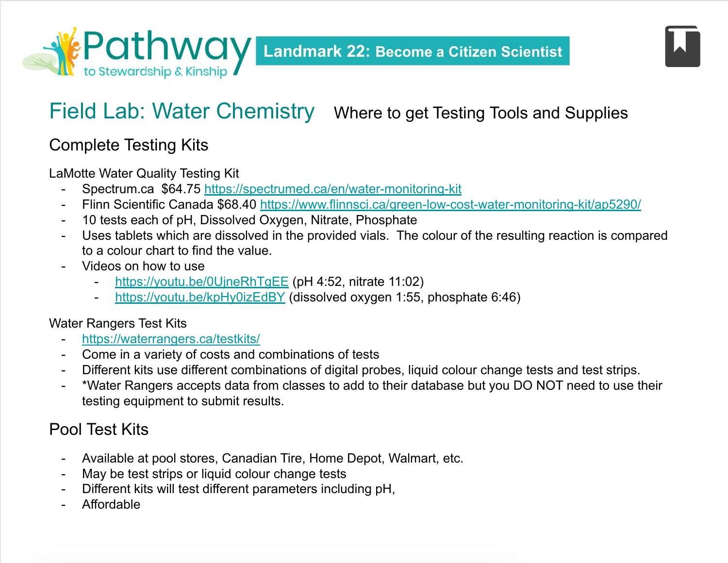Landmark 22: Become a Citizen Scientist

# Field Lab: Water Chemistry

Where to get Testing Tools and Supplies

## Complete Testing Kits

LaMotte Water Quality Testing Kit

- Spectrum.ca  $64.75 https://spectrumed.ca/en/water-monitoring-kit
- Flinn Scientific Canada $68.40 https://www.flinnsci.ca/green-low-cost-water-monitoring-kit/ap5290/
- 10 tests each of pH, Dissolved Oxygen, Nitrate, Phosphate
- Uses tablets which are dissolved in the provided vials.  The colour of the resulting reaction is compared to a colour chart to find the value.
- Videos on how to use
    - https://youtu.be/0UjneRhTgEE (pH 4:52, nitrate 11:02)
    - https://youtu.be/kpHy0izEdBY (dissolved oxygen 1:55, phosphate 6:46)

Water Rangers Test Kits

- https://waterrangers.ca/testkits/
- Come in a variety of costs and combinations of tests
- Different kits use different combinations of digital probes, liquid colour change tests and test strips.
- *Water Rangers accepts data from classes to add to their database but you DO NOT need to use their testing equipment to submit results.

## Pool Test Kits

- Available at pool stores, Canadian Tire, Home Depot, Walmart, etc.
- May be test strips or liquid colour change tests
- Different kits will test different parameters including pH,
- Affordable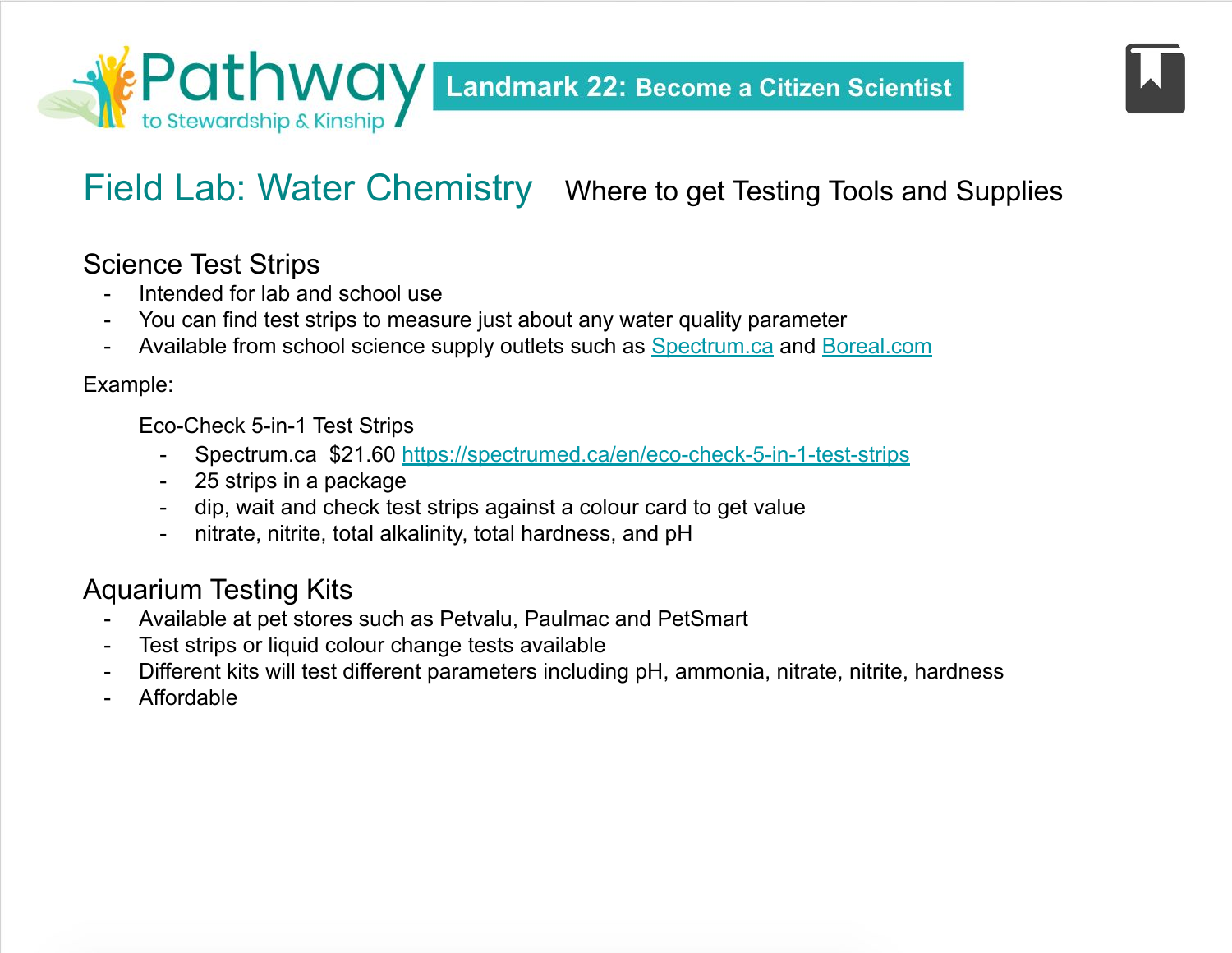# Field Lab: Water Chemistry

Where to get Testing Tools and Supplies

## Science Test Strips

- Intended for lab and school use
- You can find test strips to measure just about any water quality parameter
- Available from school science supply outlets such as [Spectrum.ca](Spectrum.ca) and [Boreal.com](Boreal.com)

Example:

Eco-Check 5-in-1 Test Strips

- Spectrum.ca $21.60 [https://spectrumed.ca/en/eco-check-5-in-1-test-strips](https://spectrumed.ca/en/eco-check-5-in-1-test-strips)
- 25 strips in a package
- dip, wait and check test strips against a colour card to get value
- nitrate, nitrite, total alkalinity, total hardness, and pH

## Aquarium Testing Kits

- Available at pet stores such as Petvalu, Paulmac and PetSmart
- Test strips or liquid colour change tests available
- Different kits will test different parameters including pH, ammonia, nitrate, nitrite, hardness
- Affordable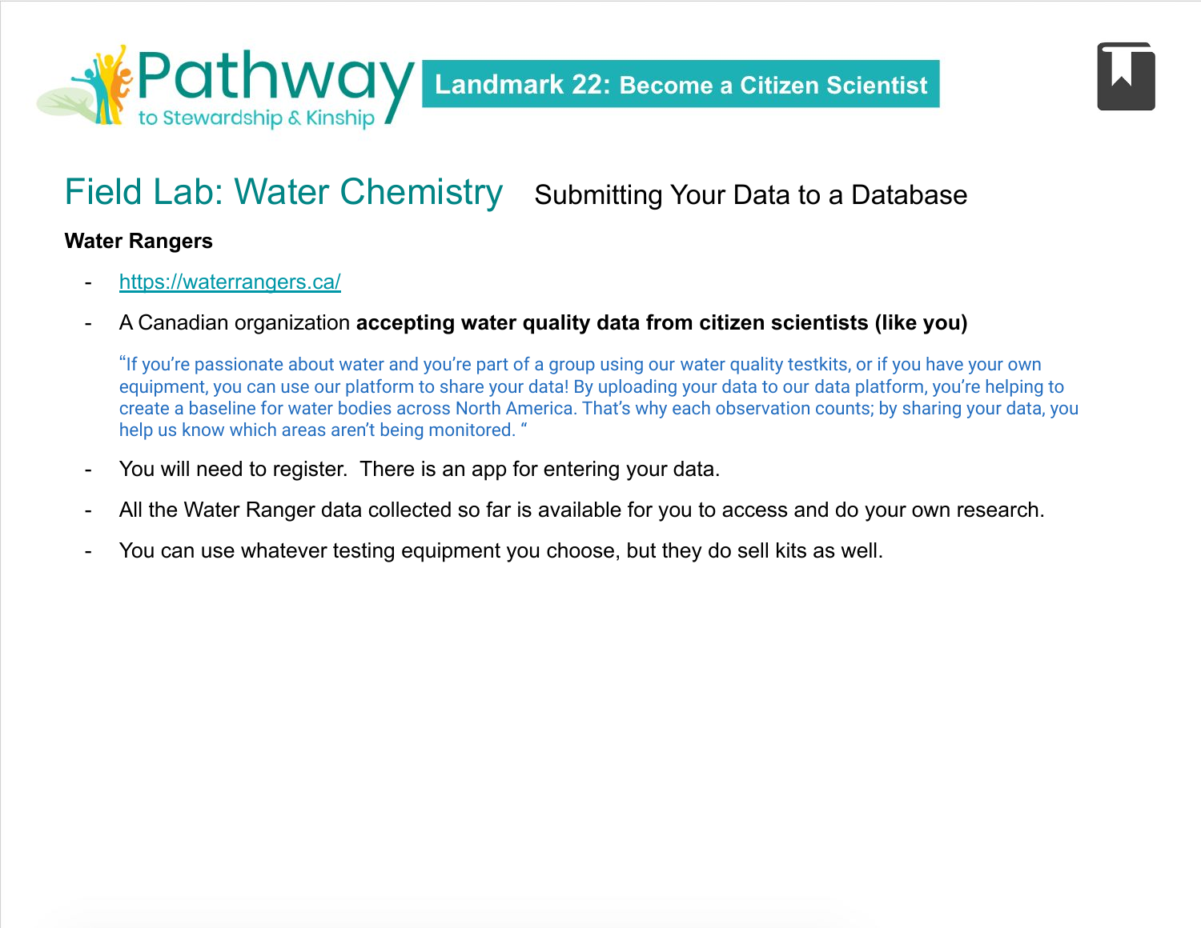# Field Lab: Water Chemistry

## Submitting Your Data to a Database

**Water Rangers**

- https://waterrangers.ca/
- A Canadian organization **accepting water quality data from citizen scientists (like you)**

  "If you're passionate about water and you're part of a group using our water quality testkits, or if you have your own equipment, you can use our platform to share your data! By uploading your data to our data platform, you're helping to create a baseline for water bodies across North America. That's why each observation counts; by sharing your data, you help us know which areas aren't being monitored. "

- You will need to register. There is an app for entering your data.
- All the Water Ranger data collected so far is available for you to access and do your own research.
- You can use whatever testing equipment you choose, but they do sell kits as well.